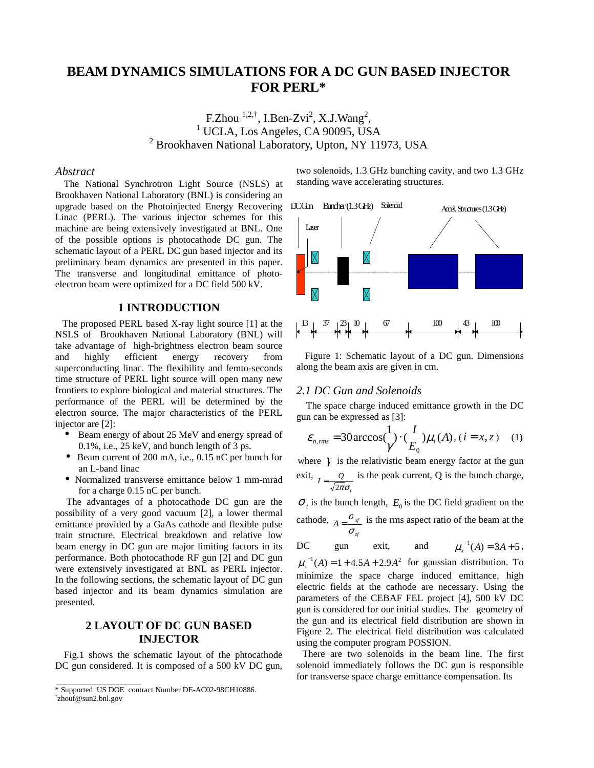# BEAM DYNAMICS SIMULATIONS FOR A DC GUN BASED INJECTOR FOR PERL*

F.Zhou [1,2,†], I.Ben-Zvi[2], X.J.Wang[2],
[1] UCLA, Los Angeles, CA 90095, USA
[2] Brookhaven National Laboratory, Upton, NY 11973, USA

### *Abstract*

The National Synchrotron Light Source (NSLS) at Brookhaven National Laboratory (BNL) is considering an upgrade based on the Photoinjected Energy Recovering Linac (PERL). The various injector schemes for this machine are being extensively investigated at BNL. One of the possible options is photocathode DC gun. The schematic layout of a PERL DC gun based injector and its preliminary beam dynamics are presented in this paper. The transverse and longitudinal emittance of photo-electron beam were optimized for a DC field 500 kV.

## 1 INTRODUCTION

The proposed PERL based X-ray light source [1] at the NSLS of Brookhaven National Laboratory (BNL) will take advantage of high-brightness electron beam source and highly efficient energy recovery from superconducting linac. The flexibility and femto-seconds time structure of PERL light source will open many new frontiers to explore biological and material structures. The performance of the PERL will be determined by the electron source. The major characteristics of the PERL injector are [2]:

- Beam energy of about 25 MeV and energy spread of 0.1%, i.e., 25 keV, and bunch length of 3 ps.
- Beam current of 200 mA, i.e., 0.15 nC per bunch for an L-band linac
- Normalized transverse emittance below 1 mm-mrad for a charge 0.15 nC per bunch.

The advantages of a photocathode DC gun are the possibility of a very good vacuum [2], a lower thermal emittance provided by a GaAs cathode and flexible pulse train structure. Electrical breakdown and relative low beam energy in DC gun are major limiting factors in its performance. Both photocathode RF gun [2] and DC gun were extensively investigated at BNL as PERL injector. In the following sections, the schematic layout of DC gun based injector and its beam dynamics simulation are presented.

## 2 LAYOUT OF DC GUN BASED INJECTOR

Fig.1 shows the schematic layout of the phtocathode DC gun considered. It is composed of a 500 kV DC gun, two solenoids, 1.3 GHz bunching cavity, and two 1.3 GHz standing wave accelerating structures.

Figure 1: Schematic layout of a DC gun. Dimensions along the beam axis are given in cm.

### *2.1 DC Gun and Solenoids*

The space charge induced emittance growth in the DC gun can be expressed as [3]:

$$\varepsilon_{n,rms} = 30\arccos(\frac{1}{\gamma})\cdot(\frac{I}{E_0})\mu_i(A), \; (i = x, z) \quad (1)$$

where $\gamma$ is the relativistic beam energy factor at the gun exit, $I = \frac{Q}{\sqrt{2\pi}\sigma_t}$ is the peak current, Q is the bunch charge, $\sigma_t$ is the bunch length, $E_0$ is the DC field gradient on the cathode, $A = \frac{\sigma_{xf}}{\sigma_{zf}}$ is the rms aspect ratio of the beam at the DC gun exit, and $\mu_x^{-1}(A) = 3A + 5$, $\mu_z^{-1}(A) = 1 + 4.5A + 2.9A^2$ for gaussian distribution. To minimize the space charge induced emittance, high electric fields at the cathode are necessary. Using the parameters of the CEBAF FEL project [4], 500 kV DC gun is considered for our initial studies. The geometry of the gun and its electrical field distribution are shown in Figure 2. The electrical field distribution was calculated using the computer program POSSION.

There are two solenoids in the beam line. The first solenoid immediately follows the DC gun is responsible for transverse space charge emittance compensation. Its

---

* Supported US DOE contract Number DE-AC02-98CH10886.
† zhouf@sun2.bnl.gov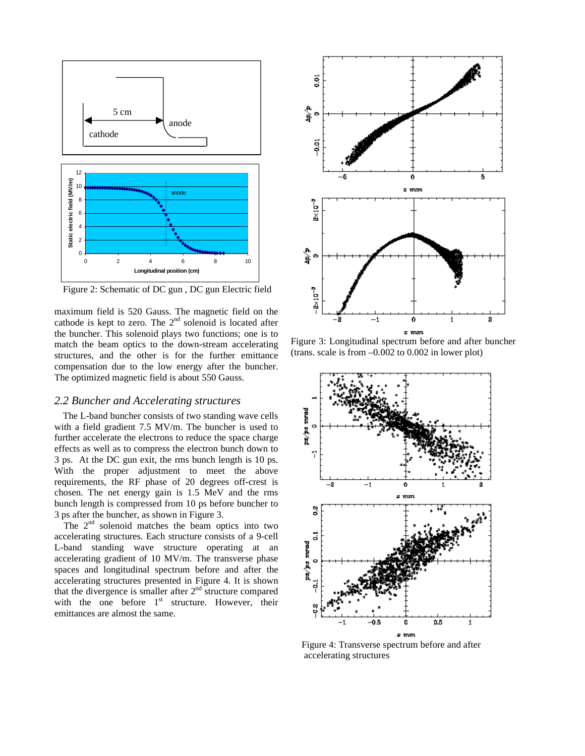Figure 2: Schematic of DC gun , DC gun Electric field

maximum field is 520 Gauss. The magnetic field on the cathode is kept to zero. The 2nd solenoid is located after the buncher. This solenoid plays two functions; one is to match the beam optics to the down-stream accelerating structures, and the other is for the further emittance compensation due to the low energy after the buncher. The optimized magnetic field is about 550 Gauss.

## *2.2 Buncher and Accelerating structures*

The L-band buncher consists of two standing wave cells with a field gradient 7.5 MV/m. The buncher is used to further accelerate the electrons to reduce the space charge effects as well as to compress the electron bunch down to 3 ps. At the DC gun exit, the rms bunch length is 10 ps. With the proper adjustment to meet the above requirements, the RF phase of 20 degrees off-crest is chosen. The net energy gain is 1.5 MeV and the rms bunch length is compressed from 10 ps before buncher to 3 ps after the buncher, as shown in Figure 3.

The 2nd solenoid matches the beam optics into two accelerating structures. Each structure consists of a 9-cell L-band standing wave structure operating at an accelerating gradient of 10 MV/m. The transverse phase spaces and longitudinal spectrum before and after the accelerating structures presented in Figure 4. It is shown that the divergence is smaller after 2nd structure compared with the one before 1st structure. However, their emittances are almost the same.

Figure 3: Longitudinal spectrum before and after buncher (trans. scale is from –0.002 to 0.002 in lower plot)

Figure 4: Transverse spectrum before and after accelerating structures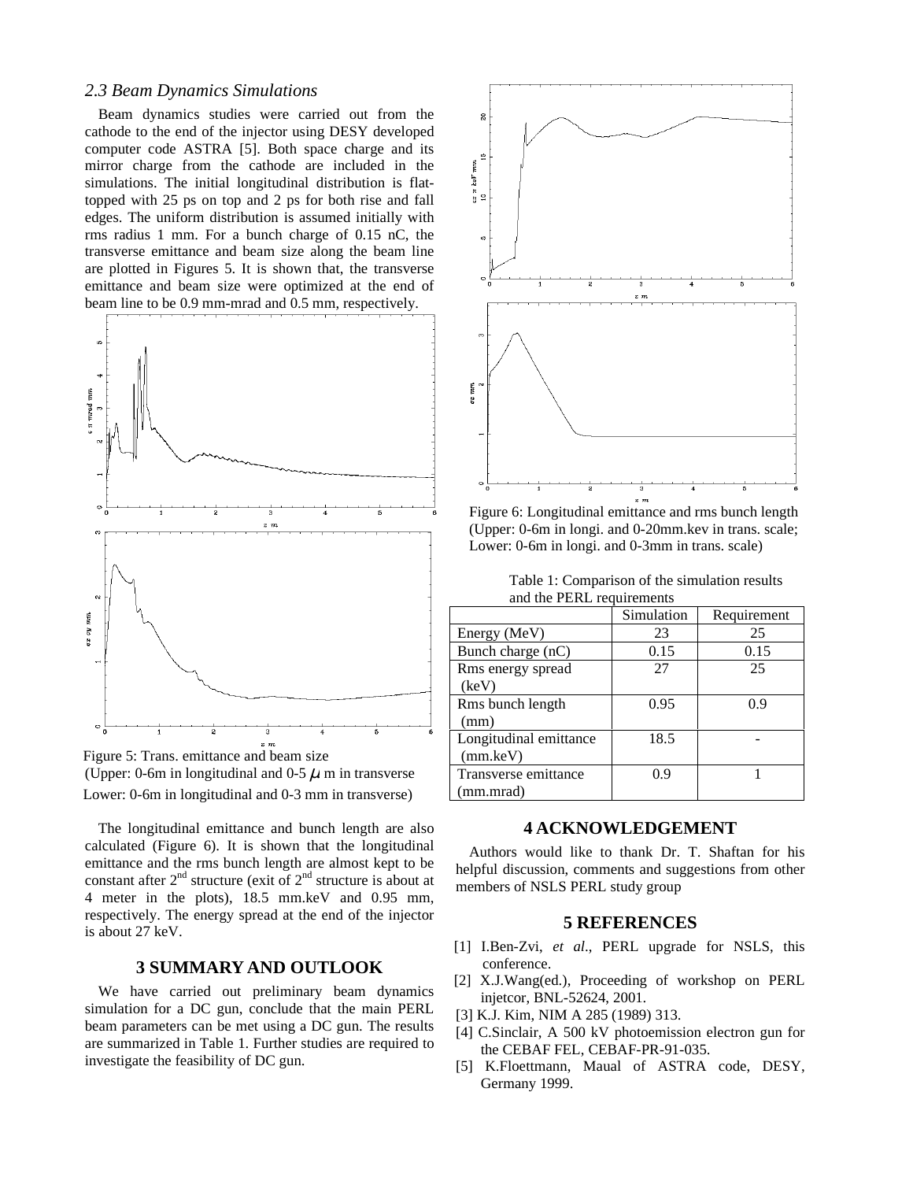### 2.3 Beam Dynamics Simulations

Beam dynamics studies were carried out from the cathode to the end of the injector using DESY developed computer code ASTRA [5]. Both space charge and its mirror charge from the cathode are included in the simulations. The initial longitudinal distribution is flat-topped with 25 ps on top and 2 ps for both rise and fall edges. The uniform distribution is assumed initially with rms radius 1 mm. For a bunch charge of 0.15 nC, the transverse emittance and beam size along the beam line are plotted in Figures 5. It is shown that, the transverse emittance and beam size were optimized at the end of beam line to be 0.9 mm-mrad and 0.5 mm, respectively.

ε π mrad mm

z m

σx σy mm

z m

Figure 5: Trans. emittance and beam size
(Upper: 0-6m in longitudinal and 0-5 $\mu$ m in transverse
Lower: 0-6m in longitudinal and 0-3 mm in transverse)

The longitudinal emittance and bunch length are also calculated (Figure 6). It is shown that the longitudinal emittance and the rms bunch length are almost kept to be constant after 2nd structure (exit of 2nd structure is about at 4 meter in the plots), 18.5 mm.keV and 0.95 mm, respectively. The energy spread at the end of the injector is about 27 keV.

## 3 SUMMARY AND OUTLOOK

We have carried out preliminary beam dynamics simulation for a DC gun, conclude that the main PERL beam parameters can be met using a DC gun. The results are summarized in Table 1. Further studies are required to investigate the feasibility of DC gun.

εz π keV mm

z m

σz mm

z m

Figure 6: Longitudinal emittance and rms bunch length (Upper: 0-6m in longi. and 0-20mm.kev in trans. scale; Lower: 0-6m in longi. and 0-3mm in trans. scale)

Table 1: Comparison of the simulation results and the PERL requirements

| | Simulation | Requirement |
|---|---|---|
| Energy (MeV) | 23 | 25 |
| Bunch charge (nC) | 0.15 | 0.15 |
| Rms energy spread (keV) | 27 | 25 |
| Rms bunch length (mm) | 0.95 | 0.9 |
| Longitudinal emittance (mm.keV) | 18.5 | - |
| Transverse emittance (mm.mrad) | 0.9 | 1 |

## 4 ACKNOWLEDGEMENT

Authors would like to thank Dr. T. Shaftan for his helpful discussion, comments and suggestions from other members of NSLS PERL study group

## 5 REFERENCES

[1] I.Ben-Zvi, *et al*., PERL upgrade for NSLS, this conference.

[2] X.J.Wang(ed.), Proceeding of workshop on PERL injetcor, BNL-52624, 2001.

[3] K.J. Kim, NIM A 285 (1989) 313.

[4] C.Sinclair, A 500 kV photoemission electron gun for the CEBAF FEL, CEBAF-PR-91-035.

[5] K.Floettmann, Maual of ASTRA code, DESY, Germany 1999.